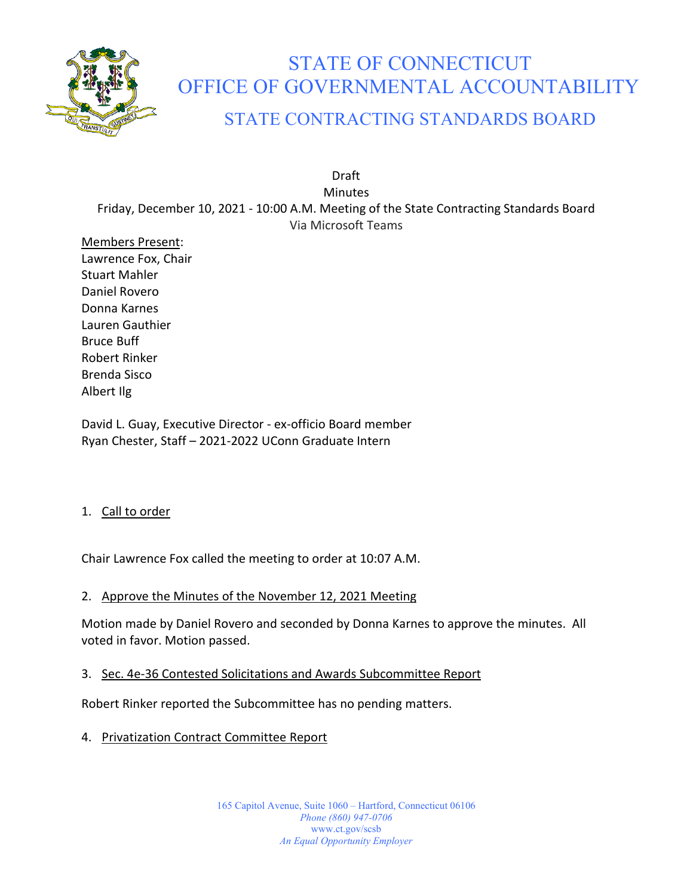# STATE OF CONNECTICUT
# OFFICE OF GOVERNMENTAL ACCOUNTABILITY
## STATE CONTRACTING STANDARDS BOARD

Draft
Minutes
Friday, December 10, 2021 - 10:00 A.M. Meeting of the State Contracting Standards Board
Via Microsoft Teams

Members Present:
Lawrence Fox, Chair
Stuart Mahler
Daniel Rovero
Donna Karnes
Lauren Gauthier
Bruce Buff
Robert Rinker
Brenda Sisco
Albert Ilg

David L. Guay, Executive Director - ex-officio Board member
Ryan Chester, Staff – 2021-2022 UConn Graduate Intern

1. Call to order

Chair Lawrence Fox called the meeting to order at 10:07 A.M.

2. Approve the Minutes of the November 12, 2021 Meeting

Motion made by Daniel Rovero and seconded by Donna Karnes to approve the minutes. All voted in favor. Motion passed.

3. Sec. 4e-36 Contested Solicitations and Awards Subcommittee Report

Robert Rinker reported the Subcommittee has no pending matters.

4. Privatization Contract Committee Report

165 Capitol Avenue, Suite 1060 – Hartford, Connecticut 06106
*Phone (860) 947-0706*
www.ct.gov/scsb
*An Equal Opportunity Employer*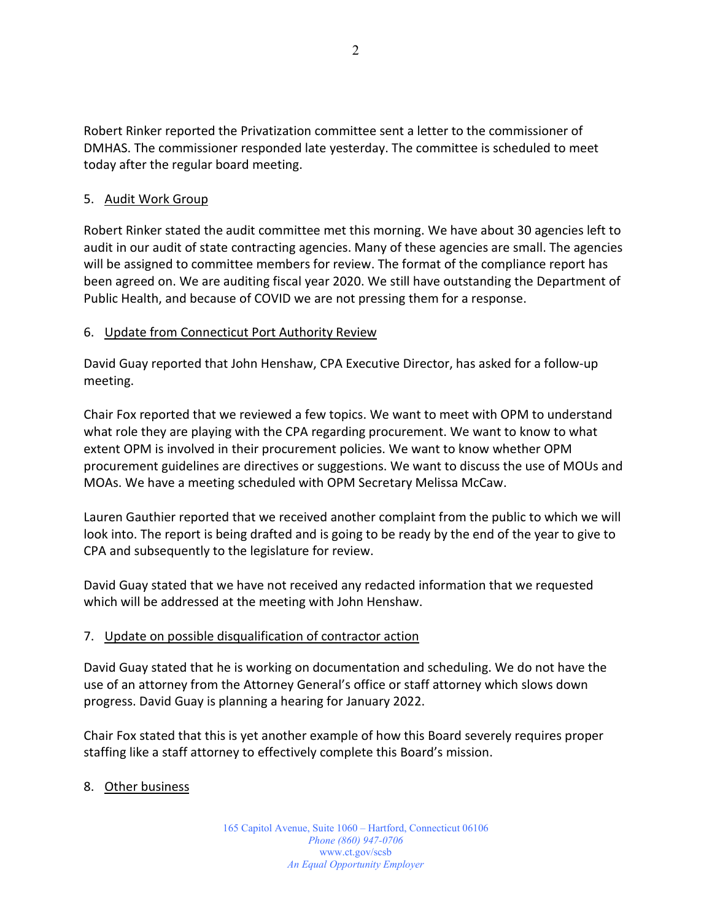Robert Rinker reported the Privatization committee sent a letter to the commissioner of DMHAS. The commissioner responded late yesterday. The committee is scheduled to meet today after the regular board meeting.

5. Audit Work Group

Robert Rinker stated the audit committee met this morning. We have about 30 agencies left to audit in our audit of state contracting agencies. Many of these agencies are small. The agencies will be assigned to committee members for review. The format of the compliance report has been agreed on. We are auditing fiscal year 2020. We still have outstanding the Department of Public Health, and because of COVID we are not pressing them for a response.

6. Update from Connecticut Port Authority Review

David Guay reported that John Henshaw, CPA Executive Director, has asked for a follow-up meeting.

Chair Fox reported that we reviewed a few topics. We want to meet with OPM to understand what role they are playing with the CPA regarding procurement. We want to know to what extent OPM is involved in their procurement policies. We want to know whether OPM procurement guidelines are directives or suggestions. We want to discuss the use of MOUs and MOAs. We have a meeting scheduled with OPM Secretary Melissa McCaw.

Lauren Gauthier reported that we received another complaint from the public to which we will look into. The report is being drafted and is going to be ready by the end of the year to give to CPA and subsequently to the legislature for review.

David Guay stated that we have not received any redacted information that we requested which will be addressed at the meeting with John Henshaw.

7. Update on possible disqualification of contractor action

David Guay stated that he is working on documentation and scheduling. We do not have the use of an attorney from the Attorney General's office or staff attorney which slows down progress. David Guay is planning a hearing for January 2022.

Chair Fox stated that this is yet another example of how this Board severely requires proper staffing like a staff attorney to effectively complete this Board's mission.

8. Other business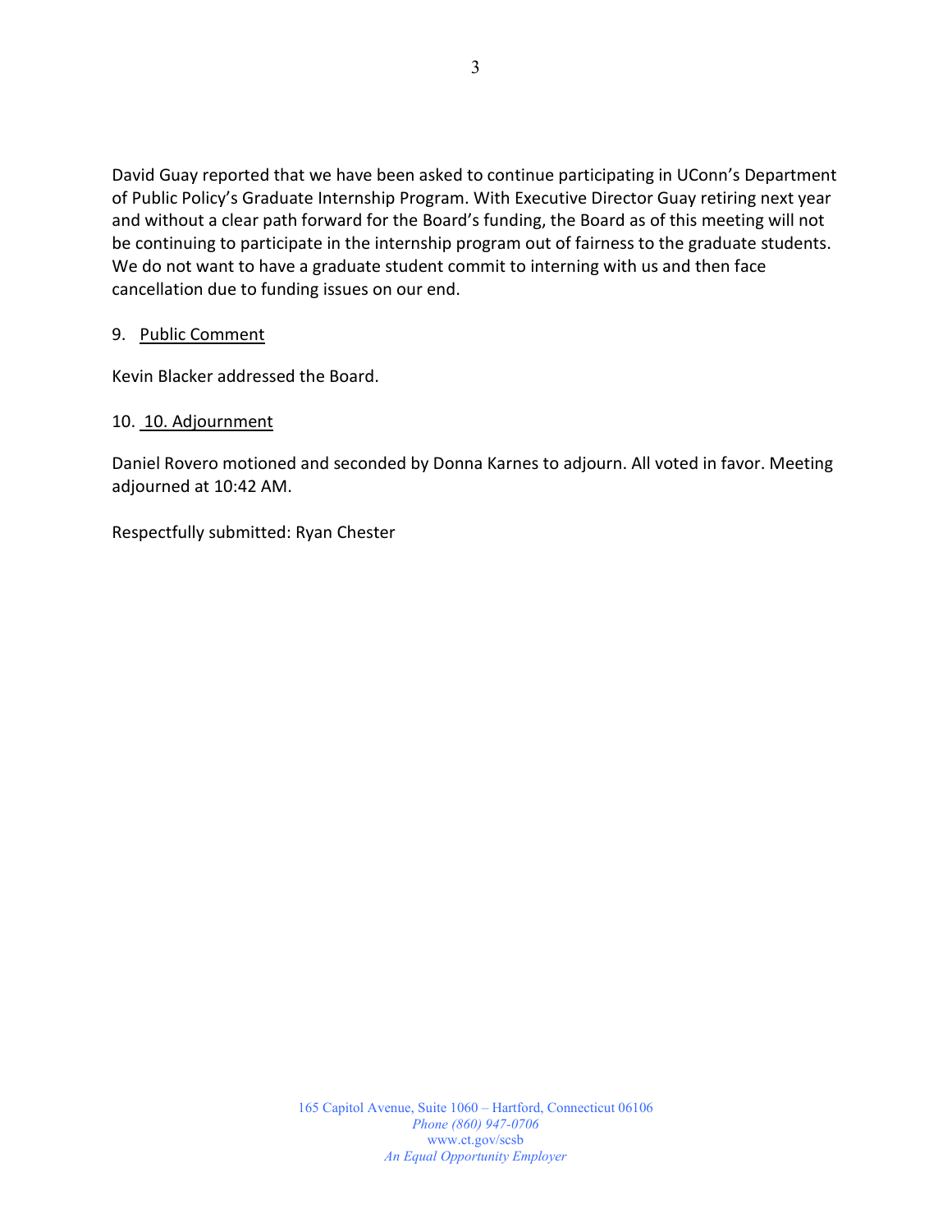David Guay reported that we have been asked to continue participating in UConn's Department of Public Policy's Graduate Internship Program. With Executive Director Guay retiring next year and without a clear path forward for the Board's funding, the Board as of this meeting will not be continuing to participate in the internship program out of fairness to the graduate students. We do not want to have a graduate student commit to interning with us and then face cancellation due to funding issues on our end.

9. Public Comment

Kevin Blacker addressed the Board.

10. 10. Adjournment

Daniel Rovero motioned and seconded by Donna Karnes to adjourn. All voted in favor. Meeting adjourned at 10:42 AM.

Respectfully submitted: Ryan Chester

165 Capitol Avenue, Suite 1060 – Hartford, Connecticut 06106
*Phone (860) 947-0706*
www.ct.gov/scsb
*An Equal Opportunity Employer*